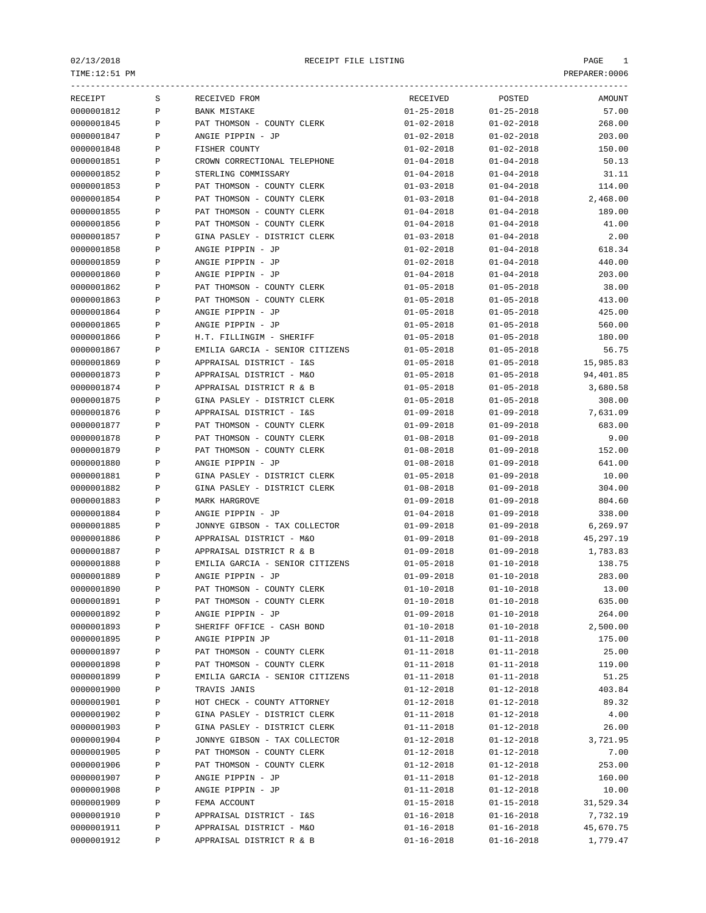# RECEIPT FILE LISTING

02/13/2018
TIME:12:51 PM
PREPARER:0006

| RECEIPT | S | RECEIVED FROM | RECEIVED | POSTED | AMOUNT |
|---|---|---|---|---|---|
| 0000001812 | P | BANK MISTAKE | 01-25-2018 | 01-25-2018 | 57.00 |
| 0000001845 | P | PAT THOMSON - COUNTY CLERK | 01-02-2018 | 01-02-2018 | 268.00 |
| 0000001847 | P | ANGIE PIPPIN - JP | 01-02-2018 | 01-02-2018 | 203.00 |
| 0000001848 | P | FISHER COUNTY | 01-02-2018 | 01-02-2018 | 150.00 |
| 0000001851 | P | CROWN CORRECTIONAL TELEPHONE | 01-04-2018 | 01-04-2018 | 50.13 |
| 0000001852 | P | STERLING COMMISSARY | 01-04-2018 | 01-04-2018 | 31.11 |
| 0000001853 | P | PAT THOMSON - COUNTY CLERK | 01-03-2018 | 01-04-2018 | 114.00 |
| 0000001854 | P | PAT THOMSON - COUNTY CLERK | 01-03-2018 | 01-04-2018 | 2,468.00 |
| 0000001855 | P | PAT THOMSON - COUNTY CLERK | 01-04-2018 | 01-04-2018 | 189.00 |
| 0000001856 | P | PAT THOMSON - COUNTY CLERK | 01-04-2018 | 01-04-2018 | 41.00 |
| 0000001857 | P | GINA PASLEY - DISTRICT CLERK | 01-03-2018 | 01-04-2018 | 2.00 |
| 0000001858 | P | ANGIE PIPPIN - JP | 01-02-2018 | 01-04-2018 | 618.34 |
| 0000001859 | P | ANGIE PIPPIN - JP | 01-02-2018 | 01-04-2018 | 440.00 |
| 0000001860 | P | ANGIE PIPPIN - JP | 01-04-2018 | 01-04-2018 | 203.00 |
| 0000001862 | P | PAT THOMSON - COUNTY CLERK | 01-05-2018 | 01-05-2018 | 38.00 |
| 0000001863 | P | PAT THOMSON - COUNTY CLERK | 01-05-2018 | 01-05-2018 | 413.00 |
| 0000001864 | P | ANGIE PIPPIN - JP | 01-05-2018 | 01-05-2018 | 425.00 |
| 0000001865 | P | ANGIE PIPPIN - JP | 01-05-2018 | 01-05-2018 | 560.00 |
| 0000001866 | P | H.T. FILLINGIM - SHERIFF | 01-05-2018 | 01-05-2018 | 180.00 |
| 0000001867 | P | EMILIA GARCIA - SENIOR CITIZENS | 01-05-2018 | 01-05-2018 | 56.75 |
| 0000001869 | P | APPRAISAL DISTRICT - I&S | 01-05-2018 | 01-05-2018 | 15,985.83 |
| 0000001873 | P | APPRAISAL DISTRICT - M&O | 01-05-2018 | 01-05-2018 | 94,401.85 |
| 0000001874 | P | APPRAISAL DISTRICT R & B | 01-05-2018 | 01-05-2018 | 3,680.58 |
| 0000001875 | P | GINA PASLEY - DISTRICT CLERK | 01-05-2018 | 01-05-2018 | 308.00 |
| 0000001876 | P | APPRAISAL DISTRICT - I&S | 01-09-2018 | 01-09-2018 | 7,631.09 |
| 0000001877 | P | PAT THOMSON - COUNTY CLERK | 01-09-2018 | 01-09-2018 | 683.00 |
| 0000001878 | P | PAT THOMSON - COUNTY CLERK | 01-08-2018 | 01-09-2018 | 9.00 |
| 0000001879 | P | PAT THOMSON - COUNTY CLERK | 01-08-2018 | 01-09-2018 | 152.00 |
| 0000001880 | P | ANGIE PIPPIN - JP | 01-08-2018 | 01-09-2018 | 641.00 |
| 0000001881 | P | GINA PASLEY - DISTRICT CLERK | 01-05-2018 | 01-09-2018 | 10.00 |
| 0000001882 | P | GINA PASLEY - DISTRICT CLERK | 01-08-2018 | 01-09-2018 | 304.00 |
| 0000001883 | P | MARK HARGROVE | 01-09-2018 | 01-09-2018 | 804.60 |
| 0000001884 | P | ANGIE PIPPIN - JP | 01-04-2018 | 01-09-2018 | 338.00 |
| 0000001885 | P | JONNYE GIBSON - TAX COLLECTOR | 01-09-2018 | 01-09-2018 | 6,269.97 |
| 0000001886 | P | APPRAISAL DISTRICT - M&O | 01-09-2018 | 01-09-2018 | 45,297.19 |
| 0000001887 | P | APPRAISAL DISTRICT R & B | 01-09-2018 | 01-09-2018 | 1,783.83 |
| 0000001888 | P | EMILIA GARCIA - SENIOR CITIZENS | 01-05-2018 | 01-10-2018 | 138.75 |
| 0000001889 | P | ANGIE PIPPIN - JP | 01-09-2018 | 01-10-2018 | 283.00 |
| 0000001890 | P | PAT THOMSON - COUNTY CLERK | 01-10-2018 | 01-10-2018 | 13.00 |
| 0000001891 | P | PAT THOMSON - COUNTY CLERK | 01-10-2018 | 01-10-2018 | 635.00 |
| 0000001892 | P | ANGIE PIPPIN - JP | 01-09-2018 | 01-10-2018 | 264.00 |
| 0000001893 | P | SHERIFF OFFICE - CASH BOND | 01-10-2018 | 01-10-2018 | 2,500.00 |
| 0000001895 | P | ANGIE PIPPIN JP | 01-11-2018 | 01-11-2018 | 175.00 |
| 0000001897 | P | PAT THOMSON - COUNTY CLERK | 01-11-2018 | 01-11-2018 | 25.00 |
| 0000001898 | P | PAT THOMSON - COUNTY CLERK | 01-11-2018 | 01-11-2018 | 119.00 |
| 0000001899 | P | EMILIA GARCIA - SENIOR CITIZENS | 01-11-2018 | 01-11-2018 | 51.25 |
| 0000001900 | P | TRAVIS JANIS | 01-12-2018 | 01-12-2018 | 403.84 |
| 0000001901 | P | HOT CHECK - COUNTY ATTORNEY | 01-12-2018 | 01-12-2018 | 89.32 |
| 0000001902 | P | GINA PASLEY - DISTRICT CLERK | 01-11-2018 | 01-12-2018 | 4.00 |
| 0000001903 | P | GINA PASLEY - DISTRICT CLERK | 01-11-2018 | 01-12-2018 | 26.00 |
| 0000001904 | P | JONNYE GIBSON - TAX COLLECTOR | 01-12-2018 | 01-12-2018 | 3,721.95 |
| 0000001905 | P | PAT THOMSON - COUNTY CLERK | 01-12-2018 | 01-12-2018 | 7.00 |
| 0000001906 | P | PAT THOMSON - COUNTY CLERK | 01-12-2018 | 01-12-2018 | 253.00 |
| 0000001907 | P | ANGIE PIPPIN - JP | 01-11-2018 | 01-12-2018 | 160.00 |
| 0000001908 | P | ANGIE PIPPIN - JP | 01-11-2018 | 01-12-2018 | 10.00 |
| 0000001909 | P | FEMA ACCOUNT | 01-15-2018 | 01-15-2018 | 31,529.34 |
| 0000001910 | P | APPRAISAL DISTRICT - I&S | 01-16-2018 | 01-16-2018 | 7,732.19 |
| 0000001911 | P | APPRAISAL DISTRICT - M&O | 01-16-2018 | 01-16-2018 | 45,670.75 |
| 0000001912 | P | APPRAISAL DISTRICT R & B | 01-16-2018 | 01-16-2018 | 1,779.47 |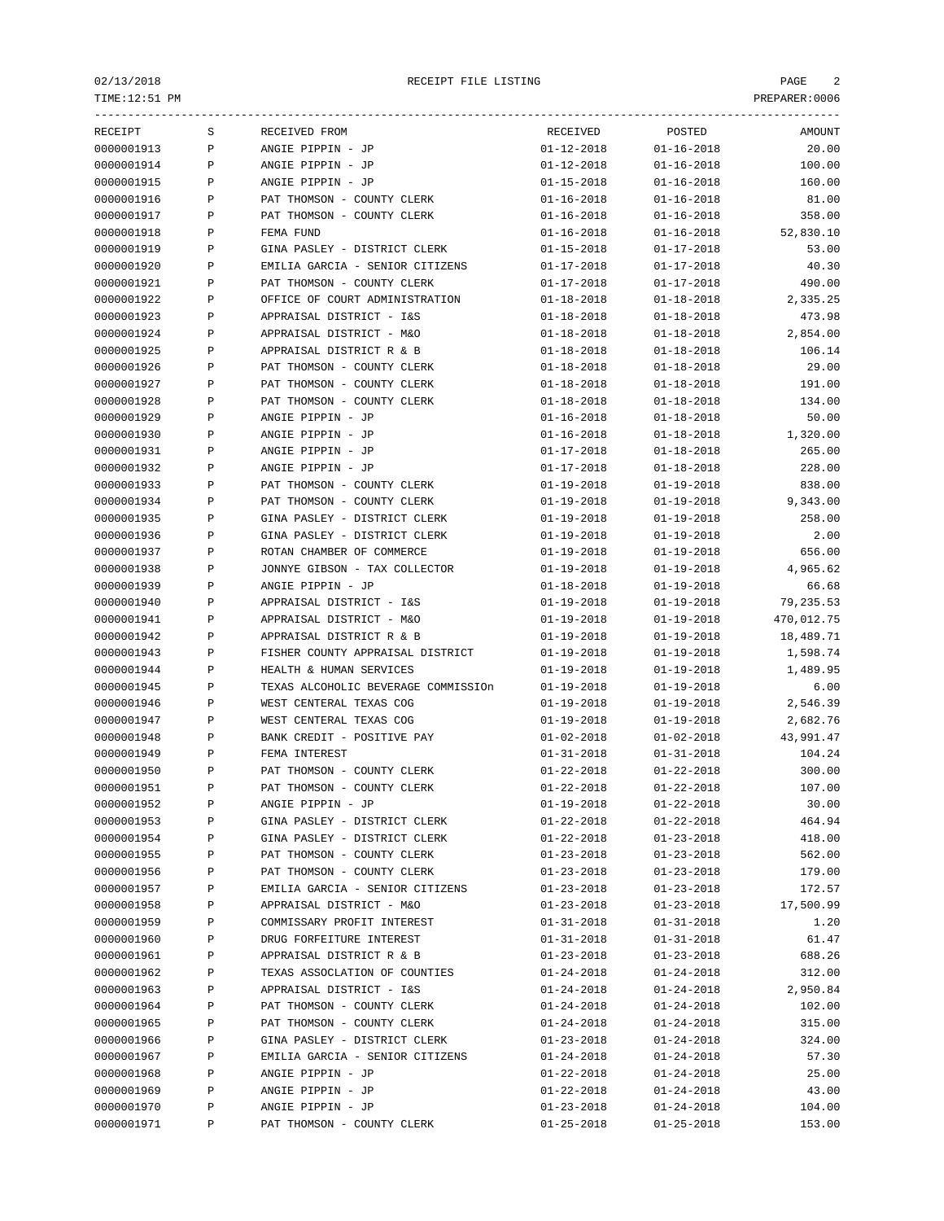02/13/2018 RECEIPT FILE LISTING

TIME:12:51 PM PREPARER:0006

| RECEIPT | S | RECEIVED FROM | RECEIVED | POSTED | AMOUNT |
|---|---|---|---|---|---|
| 0000001913 | P | ANGIE PIPPIN - JP | 01-12-2018 | 01-16-2018 | 20.00 |
| 0000001914 | P | ANGIE PIPPIN - JP | 01-12-2018 | 01-16-2018 | 100.00 |
| 0000001915 | P | ANGIE PIPPIN - JP | 01-15-2018 | 01-16-2018 | 160.00 |
| 0000001916 | P | PAT THOMSON - COUNTY CLERK | 01-16-2018 | 01-16-2018 | 81.00 |
| 0000001917 | P | PAT THOMSON - COUNTY CLERK | 01-16-2018 | 01-16-2018 | 358.00 |
| 0000001918 | P | FEMA FUND | 01-16-2018 | 01-16-2018 | 52,830.10 |
| 0000001919 | P | GINA PASLEY - DISTRICT CLERK | 01-15-2018 | 01-17-2018 | 53.00 |
| 0000001920 | P | EMILIA GARCIA - SENIOR CITIZENS | 01-17-2018 | 01-17-2018 | 40.30 |
| 0000001921 | P | PAT THOMSON - COUNTY CLERK | 01-17-2018 | 01-17-2018 | 490.00 |
| 0000001922 | P | OFFICE OF COURT ADMINISTRATION | 01-18-2018 | 01-18-2018 | 2,335.25 |
| 0000001923 | P | APPRAISAL DISTRICT - I&S | 01-18-2018 | 01-18-2018 | 473.98 |
| 0000001924 | P | APPRAISAL DISTRICT - M&O | 01-18-2018 | 01-18-2018 | 2,854.00 |
| 0000001925 | P | APPRAISAL DISTRICT R & B | 01-18-2018 | 01-18-2018 | 106.14 |
| 0000001926 | P | PAT THOMSON - COUNTY CLERK | 01-18-2018 | 01-18-2018 | 29.00 |
| 0000001927 | P | PAT THOMSON - COUNTY CLERK | 01-18-2018 | 01-18-2018 | 191.00 |
| 0000001928 | P | PAT THOMSON - COUNTY CLERK | 01-18-2018 | 01-18-2018 | 134.00 |
| 0000001929 | P | ANGIE PIPPIN - JP | 01-16-2018 | 01-18-2018 | 50.00 |
| 0000001930 | P | ANGIE PIPPIN - JP | 01-16-2018 | 01-18-2018 | 1,320.00 |
| 0000001931 | P | ANGIE PIPPIN - JP | 01-17-2018 | 01-18-2018 | 265.00 |
| 0000001932 | P | ANGIE PIPPIN - JP | 01-17-2018 | 01-18-2018 | 228.00 |
| 0000001933 | P | PAT THOMSON - COUNTY CLERK | 01-19-2018 | 01-19-2018 | 838.00 |
| 0000001934 | P | PAT THOMSON - COUNTY CLERK | 01-19-2018 | 01-19-2018 | 9,343.00 |
| 0000001935 | P | GINA PASLEY - DISTRICT CLERK | 01-19-2018 | 01-19-2018 | 258.00 |
| 0000001936 | P | GINA PASLEY - DISTRICT CLERK | 01-19-2018 | 01-19-2018 | 2.00 |
| 0000001937 | P | ROTAN CHAMBER OF COMMERCE | 01-19-2018 | 01-19-2018 | 656.00 |
| 0000001938 | P | JONNYE GIBSON - TAX COLLECTOR | 01-19-2018 | 01-19-2018 | 4,965.62 |
| 0000001939 | P | ANGIE PIPPIN - JP | 01-18-2018 | 01-19-2018 | 66.68 |
| 0000001940 | P | APPRAISAL DISTRICT - I&S | 01-19-2018 | 01-19-2018 | 79,235.53 |
| 0000001941 | P | APPRAISAL DISTRICT - M&O | 01-19-2018 | 01-19-2018 | 470,012.75 |
| 0000001942 | P | APPRAISAL DISTRICT R & B | 01-19-2018 | 01-19-2018 | 18,489.71 |
| 0000001943 | P | FISHER COUNTY APPRAISAL DISTRICT | 01-19-2018 | 01-19-2018 | 1,598.74 |
| 0000001944 | P | HEALTH & HUMAN SERVICES | 01-19-2018 | 01-19-2018 | 1,489.95 |
| 0000001945 | P | TEXAS ALCOHOLIC BEVERAGE COMMISSIOn | 01-19-2018 | 01-19-2018 | 6.00 |
| 0000001946 | P | WEST CENTERAL TEXAS COG | 01-19-2018 | 01-19-2018 | 2,546.39 |
| 0000001947 | P | WEST CENTERAL TEXAS COG | 01-19-2018 | 01-19-2018 | 2,682.76 |
| 0000001948 | P | BANK CREDIT - POSITIVE PAY | 01-02-2018 | 01-02-2018 | 43,991.47 |
| 0000001949 | P | FEMA INTEREST | 01-31-2018 | 01-31-2018 | 104.24 |
| 0000001950 | P | PAT THOMSON - COUNTY CLERK | 01-22-2018 | 01-22-2018 | 300.00 |
| 0000001951 | P | PAT THOMSON - COUNTY CLERK | 01-22-2018 | 01-22-2018 | 107.00 |
| 0000001952 | P | ANGIE PIPPIN - JP | 01-19-2018 | 01-22-2018 | 30.00 |
| 0000001953 | P | GINA PASLEY - DISTRICT CLERK | 01-22-2018 | 01-22-2018 | 464.94 |
| 0000001954 | P | GINA PASLEY - DISTRICT CLERK | 01-22-2018 | 01-23-2018 | 418.00 |
| 0000001955 | P | PAT THOMSON - COUNTY CLERK | 01-23-2018 | 01-23-2018 | 562.00 |
| 0000001956 | P | PAT THOMSON - COUNTY CLERK | 01-23-2018 | 01-23-2018 | 179.00 |
| 0000001957 | P | EMILIA GARCIA - SENIOR CITIZENS | 01-23-2018 | 01-23-2018 | 172.57 |
| 0000001958 | P | APPRAISAL DISTRICT - M&O | 01-23-2018 | 01-23-2018 | 17,500.99 |
| 0000001959 | P | COMMISSARY PROFIT INTEREST | 01-31-2018 | 01-31-2018 | 1.20 |
| 0000001960 | P | DRUG FORFEITURE INTEREST | 01-31-2018 | 01-31-2018 | 61.47 |
| 0000001961 | P | APPRAISAL DISTRICT R & B | 01-23-2018 | 01-23-2018 | 688.26 |
| 0000001962 | P | TEXAS ASSOCLATION OF COUNTIES | 01-24-2018 | 01-24-2018 | 312.00 |
| 0000001963 | P | APPRAISAL DISTRICT - I&S | 01-24-2018 | 01-24-2018 | 2,950.84 |
| 0000001964 | P | PAT THOMSON - COUNTY CLERK | 01-24-2018 | 01-24-2018 | 102.00 |
| 0000001965 | P | PAT THOMSON - COUNTY CLERK | 01-24-2018 | 01-24-2018 | 315.00 |
| 0000001966 | P | GINA PASLEY - DISTRICT CLERK | 01-23-2018 | 01-24-2018 | 324.00 |
| 0000001967 | P | EMILIA GARCIA - SENIOR CITIZENS | 01-24-2018 | 01-24-2018 | 57.30 |
| 0000001968 | P | ANGIE PIPPIN - JP | 01-22-2018 | 01-24-2018 | 25.00 |
| 0000001969 | P | ANGIE PIPPIN - JP | 01-22-2018 | 01-24-2018 | 43.00 |
| 0000001970 | P | ANGIE PIPPIN - JP | 01-23-2018 | 01-24-2018 | 104.00 |
| 0000001971 | P | PAT THOMSON - COUNTY CLERK | 01-25-2018 | 01-25-2018 | 153.00 |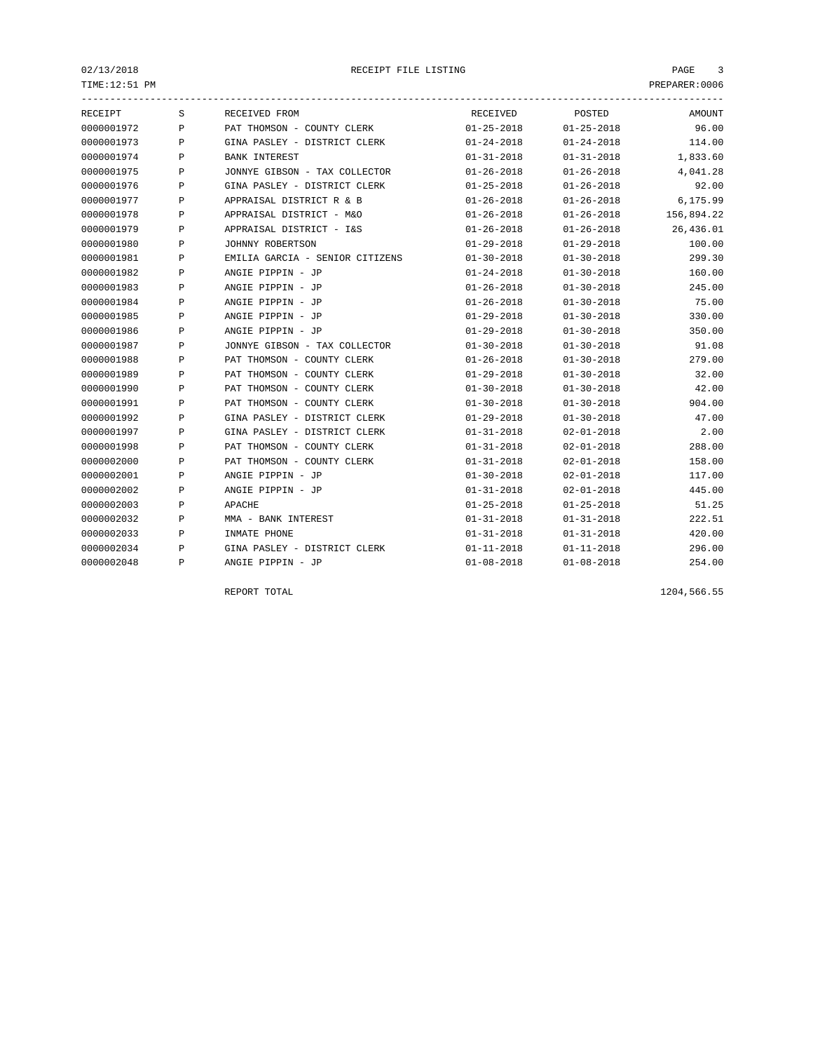02/13/2018 RECEIPT FILE LISTING

TIME:12:51 PM PREPARER:0006

| RECEIPT | S | RECEIVED FROM | RECEIVED | POSTED | AMOUNT |
|---|---|---|---|---|---|
| 0000001972 | P | PAT THOMSON - COUNTY CLERK | 01-25-2018 | 01-25-2018 | 96.00 |
| 0000001973 | P | GINA PASLEY - DISTRICT CLERK | 01-24-2018 | 01-24-2018 | 114.00 |
| 0000001974 | P | BANK INTEREST | 01-31-2018 | 01-31-2018 | 1,833.60 |
| 0000001975 | P | JONNYE GIBSON - TAX COLLECTOR | 01-26-2018 | 01-26-2018 | 4,041.28 |
| 0000001976 | P | GINA PASLEY - DISTRICT CLERK | 01-25-2018 | 01-26-2018 | 92.00 |
| 0000001977 | P | APPRAISAL DISTRICT R & B | 01-26-2018 | 01-26-2018 | 6,175.99 |
| 0000001978 | P | APPRAISAL DISTRICT - M&O | 01-26-2018 | 01-26-2018 | 156,894.22 |
| 0000001979 | P | APPRAISAL DISTRICT - I&S | 01-26-2018 | 01-26-2018 | 26,436.01 |
| 0000001980 | P | JOHNNY ROBERTSON | 01-29-2018 | 01-29-2018 | 100.00 |
| 0000001981 | P | EMILIA GARCIA - SENIOR CITIZENS | 01-30-2018 | 01-30-2018 | 299.30 |
| 0000001982 | P | ANGIE PIPPIN - JP | 01-24-2018 | 01-30-2018 | 160.00 |
| 0000001983 | P | ANGIE PIPPIN - JP | 01-26-2018 | 01-30-2018 | 245.00 |
| 0000001984 | P | ANGIE PIPPIN - JP | 01-26-2018 | 01-30-2018 | 75.00 |
| 0000001985 | P | ANGIE PIPPIN - JP | 01-29-2018 | 01-30-2018 | 330.00 |
| 0000001986 | P | ANGIE PIPPIN - JP | 01-29-2018 | 01-30-2018 | 350.00 |
| 0000001987 | P | JONNYE GIBSON - TAX COLLECTOR | 01-30-2018 | 01-30-2018 | 91.08 |
| 0000001988 | P | PAT THOMSON - COUNTY CLERK | 01-26-2018 | 01-30-2018 | 279.00 |
| 0000001989 | P | PAT THOMSON - COUNTY CLERK | 01-29-2018 | 01-30-2018 | 32.00 |
| 0000001990 | P | PAT THOMSON - COUNTY CLERK | 01-30-2018 | 01-30-2018 | 42.00 |
| 0000001991 | P | PAT THOMSON - COUNTY CLERK | 01-30-2018 | 01-30-2018 | 904.00 |
| 0000001992 | P | GINA PASLEY - DISTRICT CLERK | 01-29-2018 | 01-30-2018 | 47.00 |
| 0000001997 | P | GINA PASLEY - DISTRICT CLERK | 01-31-2018 | 02-01-2018 | 2.00 |
| 0000001998 | P | PAT THOMSON - COUNTY CLERK | 01-31-2018 | 02-01-2018 | 288.00 |
| 0000002000 | P | PAT THOMSON - COUNTY CLERK | 01-31-2018 | 02-01-2018 | 158.00 |
| 0000002001 | P | ANGIE PIPPIN - JP | 01-30-2018 | 02-01-2018 | 117.00 |
| 0000002002 | P | ANGIE PIPPIN - JP | 01-31-2018 | 02-01-2018 | 445.00 |
| 0000002003 | P | APACHE | 01-25-2018 | 01-25-2018 | 51.25 |
| 0000002032 | P | MMA - BANK INTEREST | 01-31-2018 | 01-31-2018 | 222.51 |
| 0000002033 | P | INMATE PHONE | 01-31-2018 | 01-31-2018 | 420.00 |
| 0000002034 | P | GINA PASLEY - DISTRICT CLERK | 01-11-2018 | 01-11-2018 | 296.00 |
| 0000002048 | P | ANGIE PIPPIN - JP | 01-08-2018 | 01-08-2018 | 254.00 |
| | | REPORT TOTAL | | | 1204,566.55 |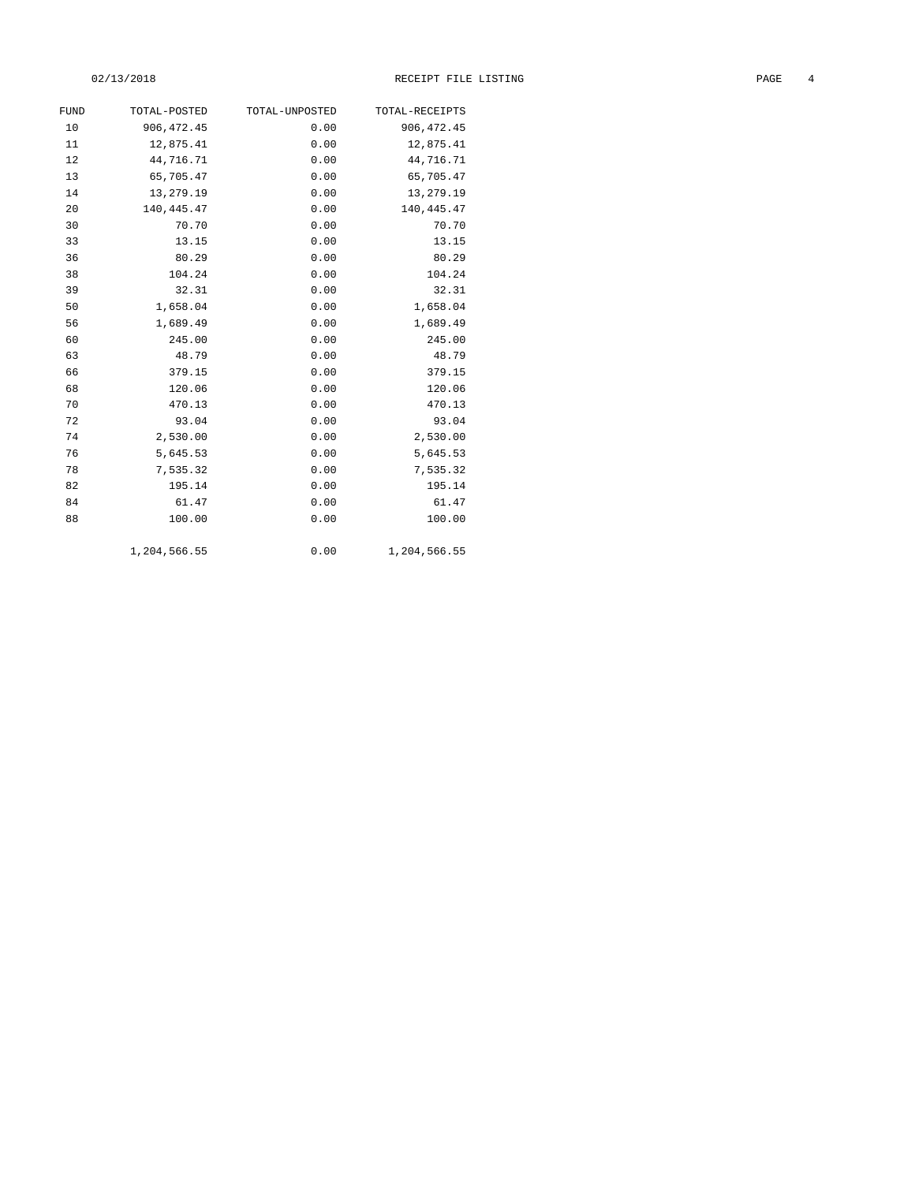| FUND | TOTAL-POSTED | TOTAL-UNPOSTED | TOTAL-RECEIPTS |
|---|---|---|---|
| 10 | 906,472.45 | 0.00 | 906,472.45 |
| 11 | 12,875.41 | 0.00 | 12,875.41 |
| 12 | 44,716.71 | 0.00 | 44,716.71 |
| 13 | 65,705.47 | 0.00 | 65,705.47 |
| 14 | 13,279.19 | 0.00 | 13,279.19 |
| 20 | 140,445.47 | 0.00 | 140,445.47 |
| 30 | 70.70 | 0.00 | 70.70 |
| 33 | 13.15 | 0.00 | 13.15 |
| 36 | 80.29 | 0.00 | 80.29 |
| 38 | 104.24 | 0.00 | 104.24 |
| 39 | 32.31 | 0.00 | 32.31 |
| 50 | 1,658.04 | 0.00 | 1,658.04 |
| 56 | 1,689.49 | 0.00 | 1,689.49 |
| 60 | 245.00 | 0.00 | 245.00 |
| 63 | 48.79 | 0.00 | 48.79 |
| 66 | 379.15 | 0.00 | 379.15 |
| 68 | 120.06 | 0.00 | 120.06 |
| 70 | 470.13 | 0.00 | 470.13 |
| 72 | 93.04 | 0.00 | 93.04 |
| 74 | 2,530.00 | 0.00 | 2,530.00 |
| 76 | 5,645.53 | 0.00 | 5,645.53 |
| 78 | 7,535.32 | 0.00 | 7,535.32 |
| 82 | 195.14 | 0.00 | 195.14 |
| 84 | 61.47 | 0.00 | 61.47 |
| 88 | 100.00 | 0.00 | 100.00 |
| | 1,204,566.55 | 0.00 | 1,204,566.55 |